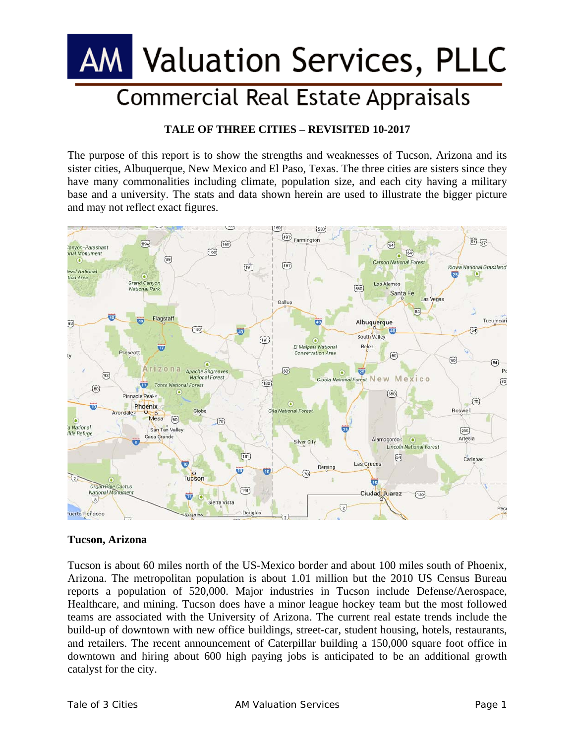# AM Valuation Services, PLLC

## Commercial Real Estate Appraisals

**TALE OF THREE CITIES – REVISITED 10-2017**

The purpose of this report is to show the strengths and weaknesses of Tucson, Arizona and its sister cities, Albuquerque, New Mexico and El Paso, Texas. The three cities are sisters since they have many commonalities including climate, population size, and each city having a military base and a university. The stats and data shown herein are used to illustrate the bigger picture and may not reflect exact figures.

**Tucson, Arizona**

Tucson is about 60 miles north of the US-Mexico border and about 100 miles south of Phoenix, Arizona. The metropolitan population is about 1.01 million but the 2010 US Census Bureau reports a population of 520,000. Major industries in Tucson include Defense/Aerospace, Healthcare, and mining. Tucson does have a minor league hockey team but the most followed teams are associated with the University of Arizona. The current real estate trends include the build-up of downtown with new office buildings, street-car, student housing, hotels, restaurants, and retailers. The recent announcement of Caterpillar building a 150,000 square foot office in downtown and hiring about 600 high paying jobs is anticipated to be an additional growth catalyst for the city.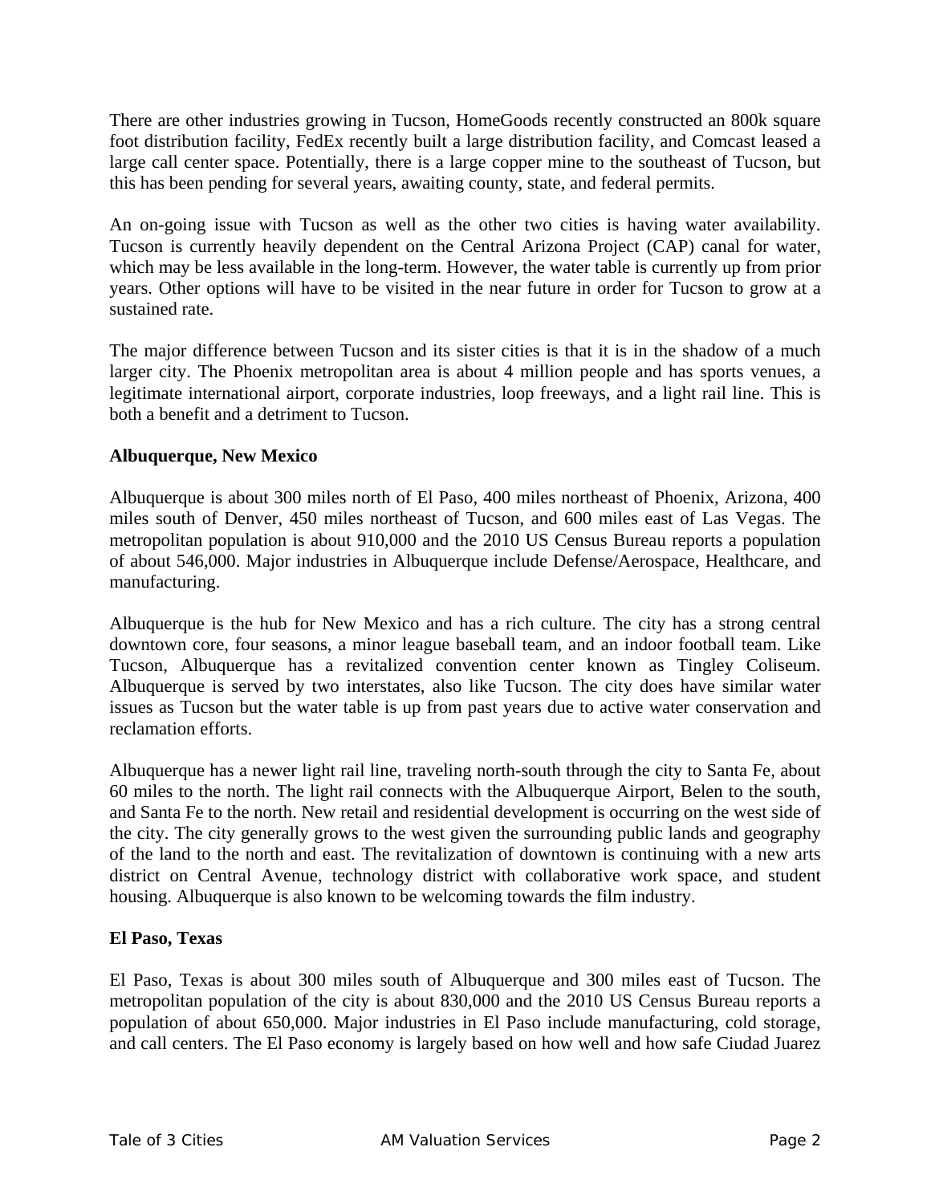There are other industries growing in Tucson, HomeGoods recently constructed an 800k square foot distribution facility, FedEx recently built a large distribution facility, and Comcast leased a large call center space. Potentially, there is a large copper mine to the southeast of Tucson, but this has been pending for several years, awaiting county, state, and federal permits.

An on-going issue with Tucson as well as the other two cities is having water availability. Tucson is currently heavily dependent on the Central Arizona Project (CAP) canal for water, which may be less available in the long-term. However, the water table is currently up from prior years. Other options will have to be visited in the near future in order for Tucson to grow at a sustained rate.

The major difference between Tucson and its sister cities is that it is in the shadow of a much larger city. The Phoenix metropolitan area is about 4 million people and has sports venues, a legitimate international airport, corporate industries, loop freeways, and a light rail line. This is both a benefit and a detriment to Tucson.

**Albuquerque, New Mexico**

Albuquerque is about 300 miles north of El Paso, 400 miles northeast of Phoenix, Arizona, 400 miles south of Denver, 450 miles northeast of Tucson, and 600 miles east of Las Vegas. The metropolitan population is about 910,000 and the 2010 US Census Bureau reports a population of about 546,000. Major industries in Albuquerque include Defense/Aerospace, Healthcare, and manufacturing.

Albuquerque is the hub for New Mexico and has a rich culture. The city has a strong central downtown core, four seasons, a minor league baseball team, and an indoor football team. Like Tucson, Albuquerque has a revitalized convention center known as Tingley Coliseum. Albuquerque is served by two interstates, also like Tucson. The city does have similar water issues as Tucson but the water table is up from past years due to active water conservation and reclamation efforts.

Albuquerque has a newer light rail line, traveling north-south through the city to Santa Fe, about 60 miles to the north. The light rail connects with the Albuquerque Airport, Belen to the south, and Santa Fe to the north. New retail and residential development is occurring on the west side of the city. The city generally grows to the west given the surrounding public lands and geography of the land to the north and east. The revitalization of downtown is continuing with a new arts district on Central Avenue, technology district with collaborative work space, and student housing. Albuquerque is also known to be welcoming towards the film industry.

**El Paso, Texas**

El Paso, Texas is about 300 miles south of Albuquerque and 300 miles east of Tucson. The metropolitan population of the city is about 830,000 and the 2010 US Census Bureau reports a population of about 650,000. Major industries in El Paso include manufacturing, cold storage, and call centers. The El Paso economy is largely based on how well and how safe Ciudad Juarez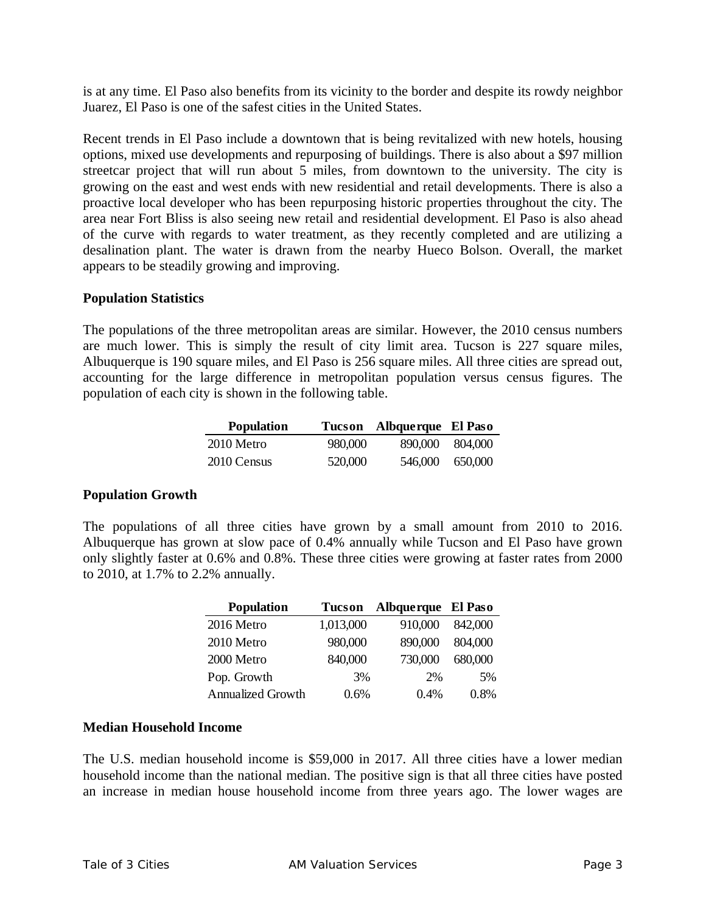is at any time. El Paso also benefits from its vicinity to the border and despite its rowdy neighbor Juarez, El Paso is one of the safest cities in the United States.

Recent trends in El Paso include a downtown that is being revitalized with new hotels, housing options, mixed use developments and repurposing of buildings. There is also about a $97 million streetcar project that will run about 5 miles, from downtown to the university. The city is growing on the east and west ends with new residential and retail developments. There is also a proactive local developer who has been repurposing historic properties throughout the city. The area near Fort Bliss is also seeing new retail and residential development. El Paso is also ahead of the curve with regards to water treatment, as they recently completed and are utilizing a desalination plant. The water is drawn from the nearby Hueco Bolson. Overall, the market appears to be steadily growing and improving.

**Population Statistics**

The populations of the three metropolitan areas are similar. However, the 2010 census numbers are much lower. This is simply the result of city limit area. Tucson is 227 square miles, Albuquerque is 190 square miles, and El Paso is 256 square miles. All three cities are spread out, accounting for the large difference in metropolitan population versus census figures. The population of each city is shown in the following table.

| Population | Tucson | Albquerque | El Paso |
|---|---|---|---|
| 2010 Metro | 980,000 | 890,000 | 804,000 |
| 2010 Census | 520,000 | 546,000 | 650,000 |

**Population Growth**

The populations of all three cities have grown by a small amount from 2010 to 2016. Albuquerque has grown at slow pace of 0.4% annually while Tucson and El Paso have grown only slightly faster at 0.6% and 0.8%. These three cities were growing at faster rates from 2000 to 2010, at 1.7% to 2.2% annually.

| Population | Tucson | Albquerque | El Paso |
|---|---|---|---|
| 2016 Metro | 1,013,000 | 910,000 | 842,000 |
| 2010 Metro | 980,000 | 890,000 | 804,000 |
| 2000 Metro | 840,000 | 730,000 | 680,000 |
| Pop. Growth | 3% | 2% | 5% |
| Annualized Growth | 0.6% | 0.4% | 0.8% |

**Median Household Income**

The U.S. median household income is $59,000 in 2017. All three cities have a lower median household income than the national median. The positive sign is that all three cities have posted an increase in median house household income from three years ago. The lower wages are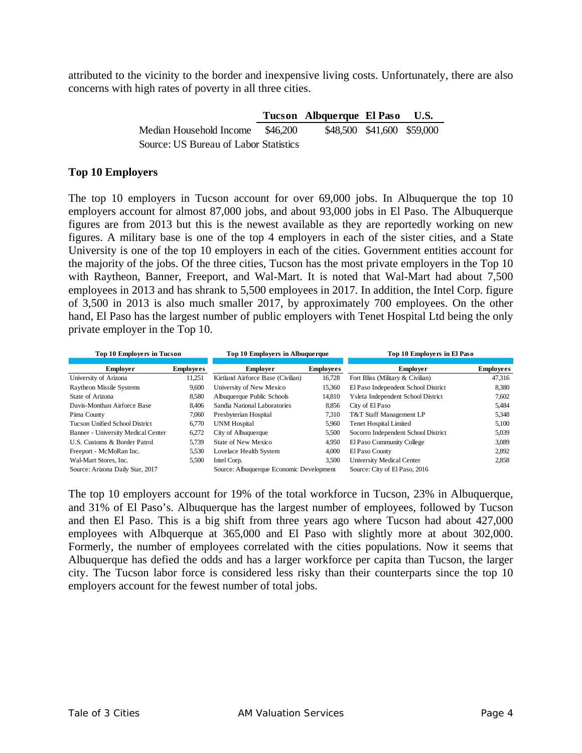attributed to the vicinity to the border and inexpensive living costs. Unfortunately, there are also concerns with high rates of poverty in all three cities.

| | Tucson | Albuquerque | El Paso | U.S. |
|---|---|---|---|---|
| Median Household Income | $46,200 | $48,500 | $41,600 | $59,000 |

Source: US Bureau of Labor Statistics

## Top 10 Employers

The top 10 employers in Tucson account for over 69,000 jobs. In Albuquerque the top 10 employers account for almost 87,000 jobs, and about 93,000 jobs in El Paso. The Albuquerque figures are from 2013 but this is the newest available as they are reportedly working on new figures. A military base is one of the top 4 employers in each of the sister cities, and a State University is one of the top 10 employers in each of the cities. Government entities account for the majority of the jobs. Of the three cities, Tucson has the most private employers in the Top 10 with Raytheon, Banner, Freeport, and Wal-Mart. It is noted that Wal-Mart had about 7,500 employees in 2013 and has shrank to 5,500 employees in 2017. In addition, the Intel Corp. figure of 3,500 in 2013 is also much smaller 2017, by approximately 700 employees. On the other hand, El Paso has the largest number of public employers with Tenet Hospital Ltd being the only private employer in the Top 10.

| Top 10 Employers in Tucson | | Top 10 Employers in Albuquerque | | Top 10 Employers in El Paso | |
|---|---|---|---|---|---|
| **Employer** | **Employees** | **Employer** | **Employees** | **Employer** | **Employees** |
| University of Arizona | 11,251 | Kirtland Airforce Base (Civilian) | 16,728 | Fort Bliss (Military & Civilian) | 47,316 |
| Raytheon Missile Systems | 9,600 | University of New Mexico | 15,360 | El Paso Independent School District | 8,380 |
| State of Arizona | 8,580 | Albuquerque Public Schools | 14,810 | Ysleta Independent School District | 7,602 |
| Davis-Monthan Airforce Base | 8,406 | Sandia National Laboratories | 8,856 | City of El Paso | 5,484 |
| Pima County | 7,060 | Presbyterian Hospital | 7,310 | T&T Staff Management LP | 5,348 |
| Tucson Unified School District | 6,770 | UNM Hospital | 5,960 | Tenet Hospital Limited | 5,100 |
| Banner - University Medical Center | 6,272 | City of Albuquerque | 5,500 | Socorro Independent School District | 5,039 |
| U.S. Customs & Border Patrol | 5,739 | State of New Mexico | 4,950 | El Paso Community College | 3,089 |
| Freeport - McMoRan Inc. | 5,530 | Lovelace Health System | 4,000 | El Paso County | 2,892 |
| Wal-Mart Stores, Inc. | 5,500 | Intel Corp. | 3,500 | University Medical Center | 2,858 |
| Source: Arizona Daily Star, 2017 | | Source: Albuquerque Economic Development | | Source: City of El Paso, 2016 | |

The top 10 employers account for 19% of the total workforce in Tucson, 23% in Albuquerque, and 31% of El Paso's. Albuquerque has the largest number of employees, followed by Tucson and then El Paso. This is a big shift from three years ago where Tucson had about 427,000 employees with Albqquerque at 365,000 and El Paso with slightly more at about 302,000. Formerly, the number of employees correlated with the cities populations. Now it seems that Albuquerque has defied the odds and has a larger workforce per capita than Tucson, the larger city. The Tucson labor force is considered less risky than their counterparts since the top 10 employers account for the fewest number of total jobs.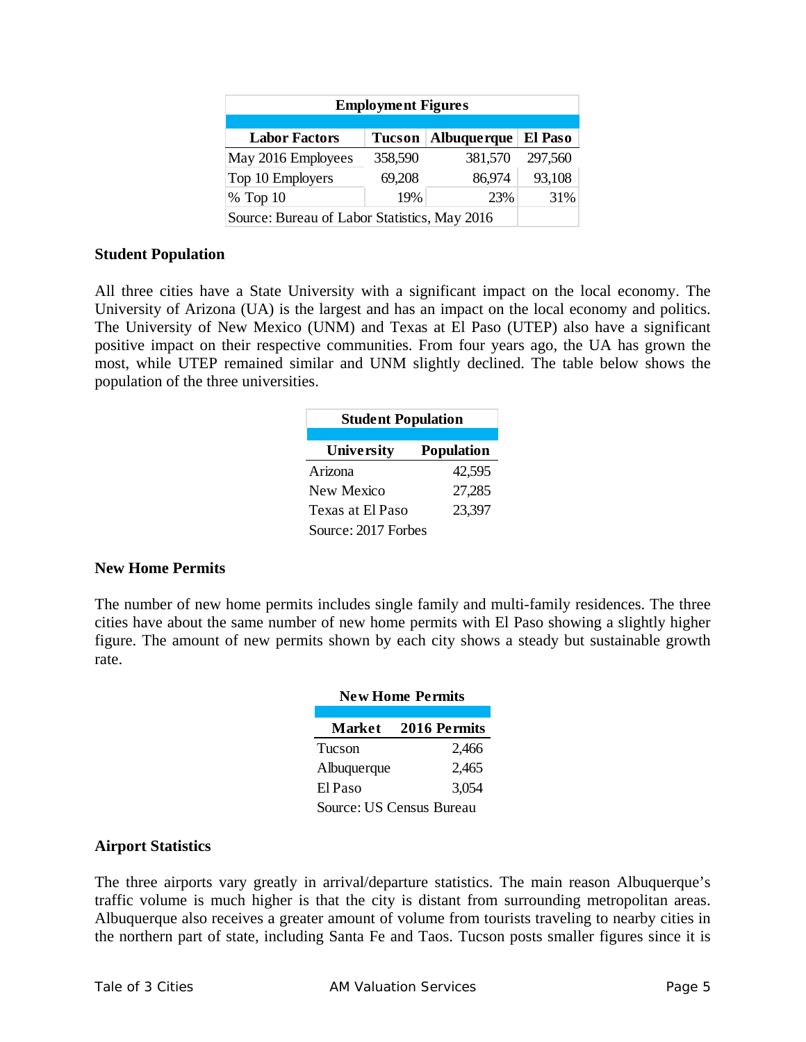| Employment Figures | | | |
|---|---|---|---|
| **Labor Factors** | **Tucson** | **Albuquerque** | **El Paso** |
| May 2016 Employees | 358,590 | 381,570 | 297,560 |
| Top 10 Employers | 69,208 | 86,974 | 93,108 |
| % Top 10 | 19% | 23% | 31% |
| Source: Bureau of Labor Statistics, May 2016 | | | |

### Student Population

All three cities have a State University with a significant impact on the local economy. The University of Arizona (UA) is the largest and has an impact on the local economy and politics. The University of New Mexico (UNM) and Texas at El Paso (UTEP) also have a significant positive impact on their respective communities. From four years ago, the UA has grown the most, while UTEP remained similar and UNM slightly declined. The table below shows the population of the three universities.

| Student Population | |
|---|---|
| **University** | **Population** |
| Arizona | 42,595 |
| New Mexico | 27,285 |
| Texas at El Paso | 23,397 |
| Source: 2017 Forbes | |

### New Home Permits

The number of new home permits includes single family and multi-family residences. The three cities have about the same number of new home permits with El Paso showing a slightly higher figure. The amount of new permits shown by each city shows a steady but sustainable growth rate.

| New Home Permits | |
|---|---|
| **Market** | **2016 Permits** |
| Tucson | 2,466 |
| Albuquerque | 2,465 |
| El Paso | 3,054 |
| Source: US Census Bureau | |

### Airport Statistics

The three airports vary greatly in arrival/departure statistics. The main reason Albuquerque's traffic volume is much higher is that the city is distant from surrounding metropolitan areas. Albuquerque also receives a greater amount of volume from tourists traveling to nearby cities in the northern part of state, including Santa Fe and Taos. Tucson posts smaller figures since it is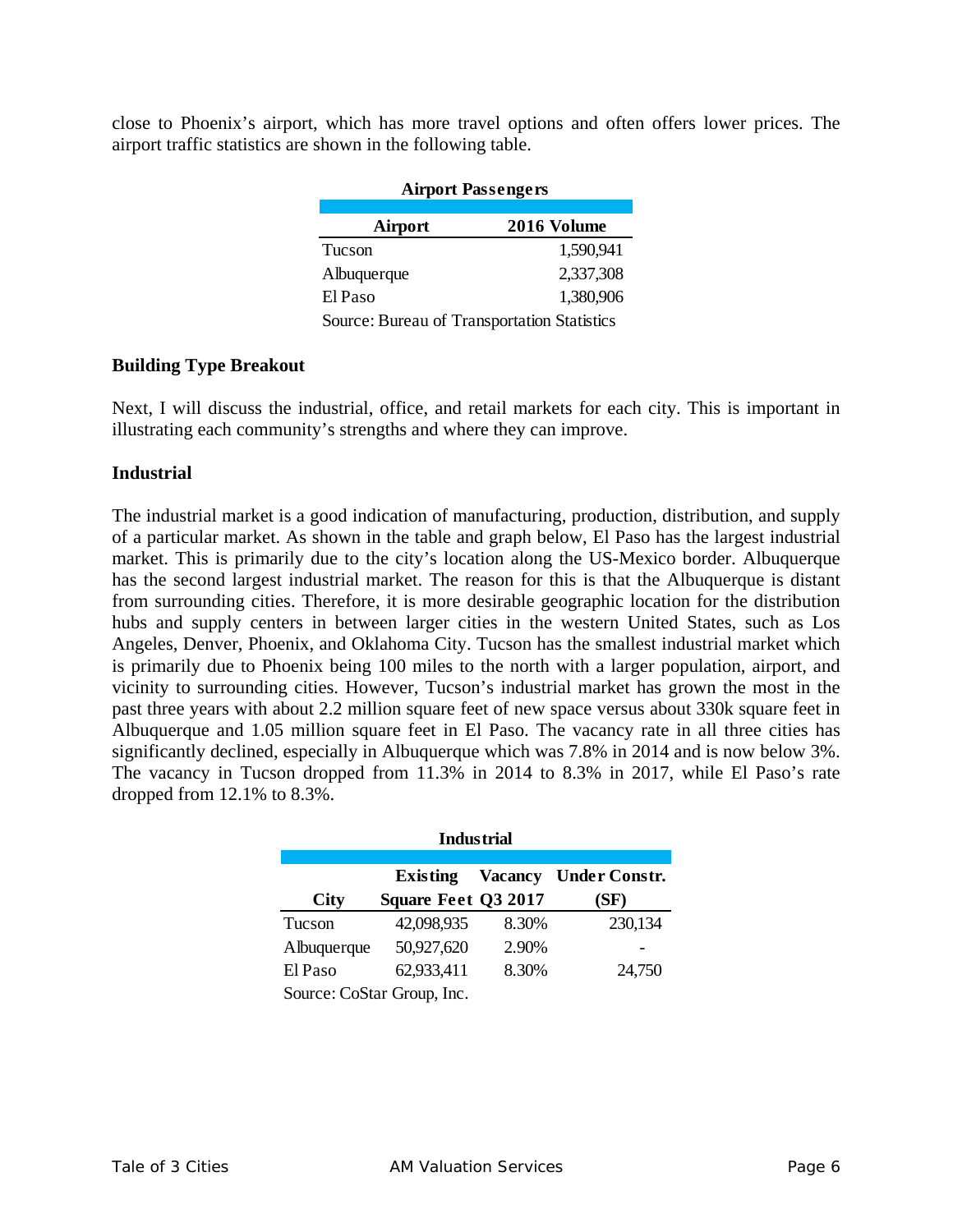close to Phoenix's airport, which has more travel options and often offers lower prices. The airport traffic statistics are shown in the following table.

**Airport Passengers**

| Airport | 2016 Volume |
|---|---|
| Tucson | 1,590,941 |
| Albuquerque | 2,337,308 |
| El Paso | 1,380,906 |

Source: Bureau of Transportation Statistics

**Building Type Breakout**

Next, I will discuss the industrial, office, and retail markets for each city. This is important in illustrating each community's strengths and where they can improve.

**Industrial**

The industrial market is a good indication of manufacturing, production, distribution, and supply of a particular market. As shown in the table and graph below, El Paso has the largest industrial market. This is primarily due to the city's location along the US-Mexico border. Albuquerque has the second largest industrial market. The reason for this is that the Albuquerque is distant from surrounding cities. Therefore, it is more desirable geographic location for the distribution hubs and supply centers in between larger cities in the western United States, such as Los Angeles, Denver, Phoenix, and Oklahoma City. Tucson has the smallest industrial market which is primarily due to Phoenix being 100 miles to the north with a larger population, airport, and vicinity to surrounding cities. However, Tucson's industrial market has grown the most in the past three years with about 2.2 million square feet of new space versus about 330k square feet in Albuquerque and 1.05 million square feet in El Paso. The vacancy rate in all three cities has significantly declined, especially in Albuquerque which was 7.8% in 2014 and is now below 3%. The vacancy in Tucson dropped from 11.3% in 2014 to 8.3% in 2017, while El Paso's rate dropped from 12.1% to 8.3%.

**Industrial**

| City | Existing Square Feet | Vacancy Q3 2017 | Under Constr. (SF) |
|---|---|---|---|
| Tucson | 42,098,935 | 8.30% | 230,134 |
| Albuquerque | 50,927,620 | 2.90% | - |
| El Paso | 62,933,411 | 8.30% | 24,750 |

Source: CoStar Group, Inc.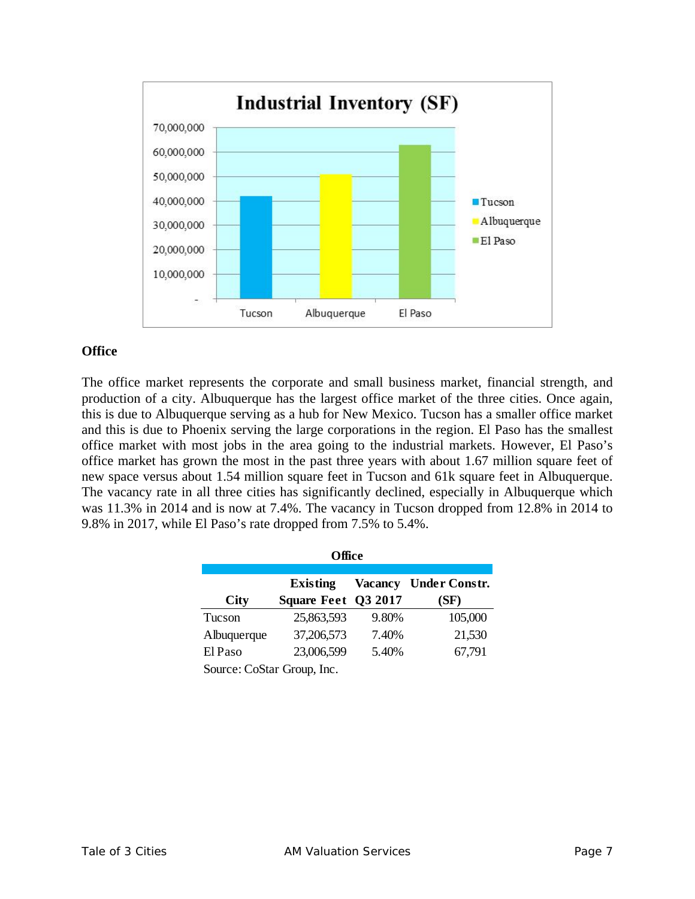**Industrial Inventory (SF)**

### Office

The office market represents the corporate and small business market, financial strength, and production of a city. Albuquerque has the largest office market of the three cities. Once again, this is due to Albuquerque serving as a hub for New Mexico. Tucson has a smaller office market and this is due to Phoenix serving the large corporations in the region. El Paso has the smallest office market with most jobs in the area going to the industrial markets. However, El Paso's office market has grown the most in the past three years with about 1.67 million square feet of new space versus about 1.54 million square feet in Tucson and 61k square feet in Albuquerque. The vacancy rate in all three cities has significantly declined, especially in Albuquerque which was 11.3% in 2014 and is now at 7.4%. The vacancy in Tucson dropped from 12.8% in 2014 to 9.8% in 2017, while El Paso's rate dropped from 7.5% to 5.4%.

**Office**

| City | Existing Square Feet | Vacancy Q3 2017 | Under Constr. (SF) |
|---|---|---|---|
| Tucson | 25,863,593 | 9.80% | 105,000 |
| Albuquerque | 37,206,573 | 7.40% | 21,530 |
| El Paso | 23,006,599 | 5.40% | 67,791 |

Source: CoStar Group, Inc.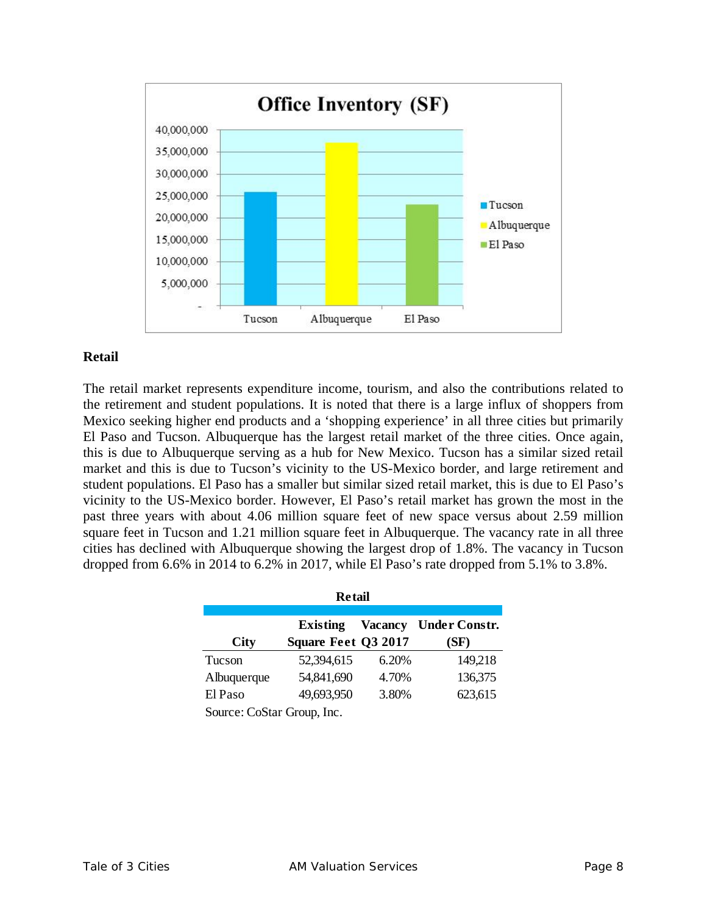## Office Inventory (SF)

| City | Office Inventory (SF) |
|---|---|
| Tucson | ~26,000,000 |
| Albuquerque | ~37,000,000 |
| El Paso | ~23,000,000 |

## Retail

The retail market represents expenditure income, tourism, and also the contributions related to the retirement and student populations. It is noted that there is a large influx of shoppers from Mexico seeking higher end products and a 'shopping experience' in all three cities but primarily El Paso and Tucson. Albuquerque has the largest retail market of the three cities. Once again, this is due to Albuquerque serving as a hub for New Mexico. Tucson has a similar sized retail market and this is due to Tucson's vicinity to the US-Mexico border, and large retirement and student populations. El Paso has a smaller but similar sized retail market, this is due to El Paso's vicinity to the US-Mexico border. However, El Paso's retail market has grown the most in the past three years with about 4.06 million square feet of new space versus about 2.59 million square feet in Tucson and 1.21 million square feet in Albuquerque. The vacancy rate in all three cities has declined with Albuquerque showing the largest drop of 1.8%. The vacancy in Tucson dropped from 6.6% in 2014 to 6.2% in 2017, while El Paso's rate dropped from 5.1% to 3.8%.

**Retail**

| City | Existing Square Feet | Vacancy Q3 2017 | Under Constr. (SF) |
|---|---|---|---|
| Tucson | 52,394,615 | 6.20% | 149,218 |
| Albuquerque | 54,841,690 | 4.70% | 136,375 |
| El Paso | 49,693,950 | 3.80% | 623,615 |

Source: CoStar Group, Inc.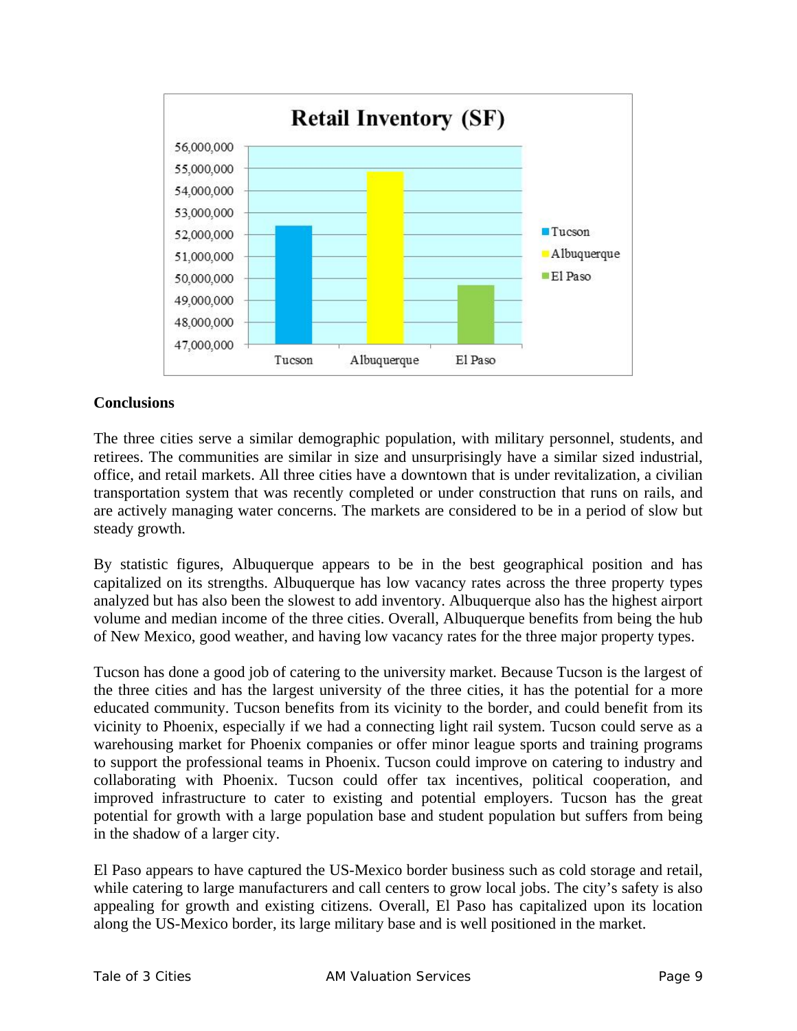**Conclusions**

The three cities serve a similar demographic population, with military personnel, students, and retirees. The communities are similar in size and unsurprisingly have a similar sized industrial, office, and retail markets. All three cities have a downtown that is under revitalization, a civilian transportation system that was recently completed or under construction that runs on rails, and are actively managing water concerns. The markets are considered to be in a period of slow but steady growth.

By statistic figures, Albuquerque appears to be in the best geographical position and has capitalized on its strengths. Albuquerque has low vacancy rates across the three property types analyzed but has also been the slowest to add inventory. Albuquerque also has the highest airport volume and median income of the three cities. Overall, Albuquerque benefits from being the hub of New Mexico, good weather, and having low vacancy rates for the three major property types.

Tucson has done a good job of catering to the university market. Because Tucson is the largest of the three cities and has the largest university of the three cities, it has the potential for a more educated community. Tucson benefits from its vicinity to the border, and could benefit from its vicinity to Phoenix, especially if we had a connecting light rail system. Tucson could serve as a warehousing market for Phoenix companies or offer minor league sports and training programs to support the professional teams in Phoenix. Tucson could improve on catering to industry and collaborating with Phoenix. Tucson could offer tax incentives, political cooperation, and improved infrastructure to cater to existing and potential employers. Tucson has the great potential for growth with a large population base and student population but suffers from being in the shadow of a larger city.

El Paso appears to have captured the US-Mexico border business such as cold storage and retail, while catering to large manufacturers and call centers to grow local jobs. The city's safety is also appealing for growth and existing citizens. Overall, El Paso has capitalized upon its location along the US-Mexico border, its large military base and is well positioned in the market.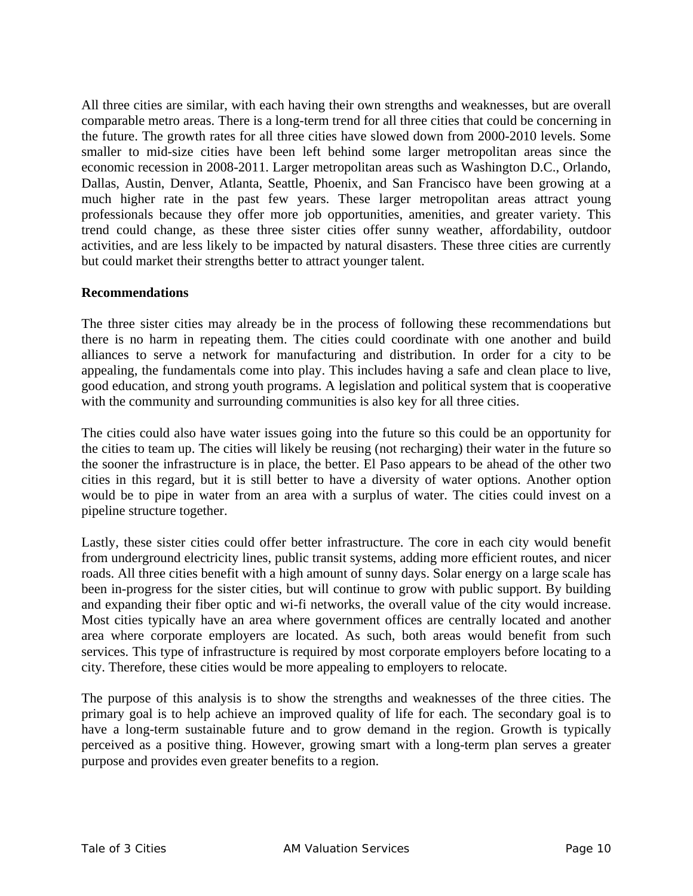All three cities are similar, with each having their own strengths and weaknesses, but are overall comparable metro areas. There is a long-term trend for all three cities that could be concerning in the future. The growth rates for all three cities have slowed down from 2000-2010 levels. Some smaller to mid-size cities have been left behind some larger metropolitan areas since the economic recession in 2008-2011. Larger metropolitan areas such as Washington D.C., Orlando, Dallas, Austin, Denver, Atlanta, Seattle, Phoenix, and San Francisco have been growing at a much higher rate in the past few years. These larger metropolitan areas attract young professionals because they offer more job opportunities, amenities, and greater variety. This trend could change, as these three sister cities offer sunny weather, affordability, outdoor activities, and are less likely to be impacted by natural disasters. These three cities are currently but could market their strengths better to attract younger talent.

**Recommendations**

The three sister cities may already be in the process of following these recommendations but there is no harm in repeating them. The cities could coordinate with one another and build alliances to serve a network for manufacturing and distribution. In order for a city to be appealing, the fundamentals come into play. This includes having a safe and clean place to live, good education, and strong youth programs. A legislation and political system that is cooperative with the community and surrounding communities is also key for all three cities.

The cities could also have water issues going into the future so this could be an opportunity for the cities to team up. The cities will likely be reusing (not recharging) their water in the future so the sooner the infrastructure is in place, the better. El Paso appears to be ahead of the other two cities in this regard, but it is still better to have a diversity of water options. Another option would be to pipe in water from an area with a surplus of water. The cities could invest on a pipeline structure together.

Lastly, these sister cities could offer better infrastructure. The core in each city would benefit from underground electricity lines, public transit systems, adding more efficient routes, and nicer roads. All three cities benefit with a high amount of sunny days. Solar energy on a large scale has been in-progress for the sister cities, but will continue to grow with public support. By building and expanding their fiber optic and wi-fi networks, the overall value of the city would increase. Most cities typically have an area where government offices are centrally located and another area where corporate employers are located. As such, both areas would benefit from such services. This type of infrastructure is required by most corporate employers before locating to a city. Therefore, these cities would be more appealing to employers to relocate.

The purpose of this analysis is to show the strengths and weaknesses of the three cities. The primary goal is to help achieve an improved quality of life for each. The secondary goal is to have a long-term sustainable future and to grow demand in the region. Growth is typically perceived as a positive thing. However, growing smart with a long-term plan serves a greater purpose and provides even greater benefits to a region.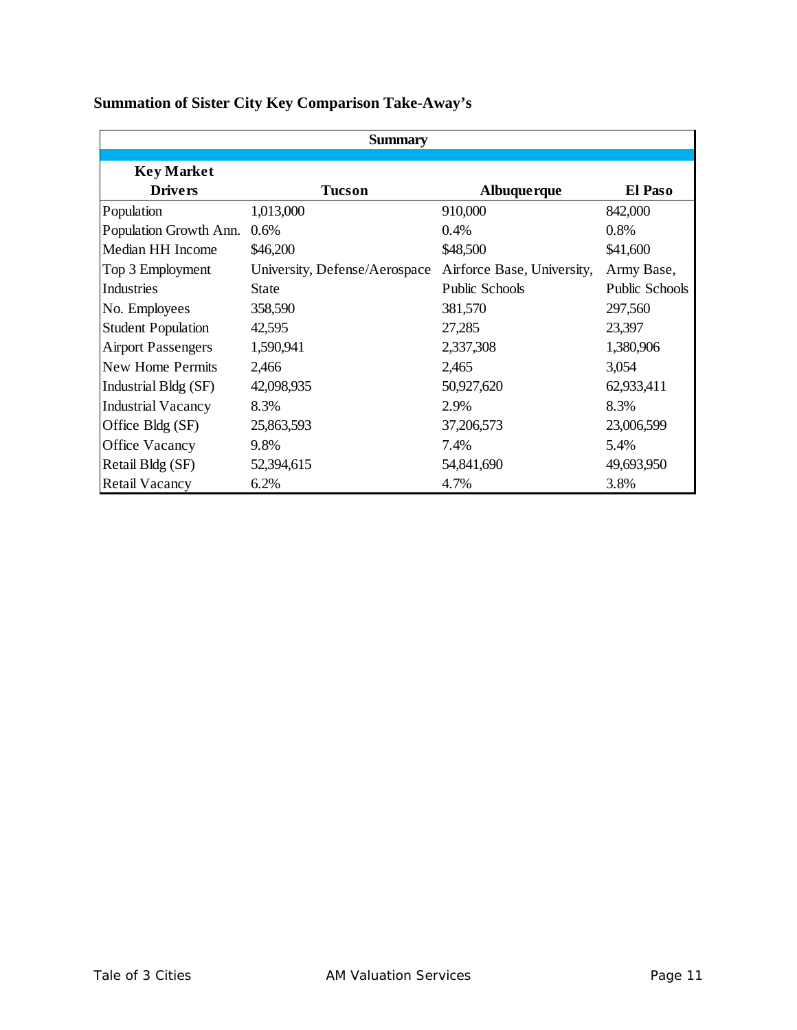**Summation of Sister City Key Comparison Take-Away's**

| Summary | | | |
|---|---|---|---|
| **Key Market Drivers** | **Tucson** | **Albuquerque** | **El Paso** |
| Population | 1,013,000 | 910,000 | 842,000 |
| Population Growth Ann. | 0.6% | 0.4% | 0.8% |
| Median HH Income | $46,200 | $48,500 | $41,600 |
| Top 3 Employment Industries | University, Defense/Aerospace State | Airforce Base, University, Public Schools | Army Base, Public Schools |
| No. Employees | 358,590 | 381,570 | 297,560 |
| Student Population | 42,595 | 27,285 | 23,397 |
| Airport Passengers | 1,590,941 | 2,337,308 | 1,380,906 |
| New Home Permits | 2,466 | 2,465 | 3,054 |
| Industrial Bldg (SF) | 42,098,935 | 50,927,620 | 62,933,411 |
| Industrial Vacancy | 8.3% | 2.9% | 8.3% |
| Office Bldg (SF) | 25,863,593 | 37,206,573 | 23,006,599 |
| Office Vacancy | 9.8% | 7.4% | 5.4% |
| Retail Bldg (SF) | 52,394,615 | 54,841,690 | 49,693,950 |
| Retail Vacancy | 6.2% | 4.7% | 3.8% |